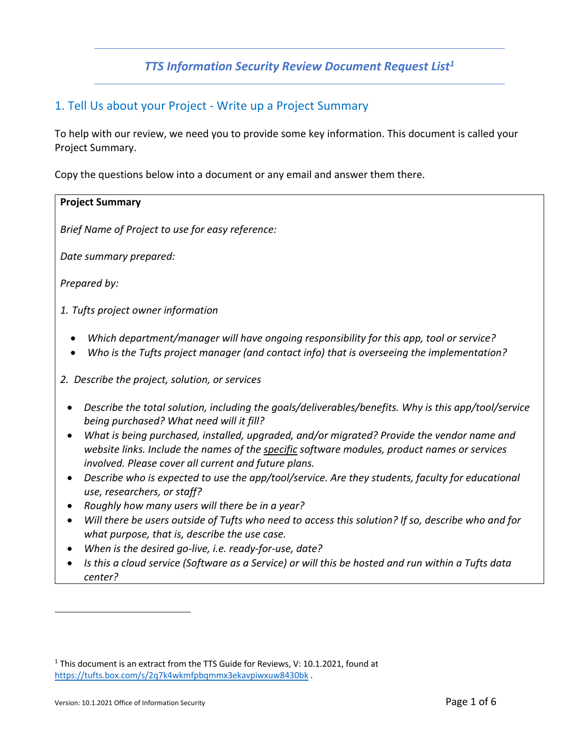# *TTS Information Security Review Document Request List*[1]

## 1. Tell Us about your Project - Write up a Project Summary

To help with our review, we need you to provide some key information. This document is called your Project Summary.

Copy the questions below into a document or any email and answer them there.

**Project Summary**

*Brief Name of Project to use for easy reference:*

*Date summary prepared:*

*Prepared by:*

*1. Tufts project owner information*

- *Which department/manager will have ongoing responsibility for this app, tool or service?*
- *Who is the Tufts project manager (and contact info) that is overseeing the implementation?*

*2. Describe the project, solution, or services*

- *Describe the total solution, including the goals/deliverables/benefits. Why is this app/tool/service being purchased? What need will it fill?*
- *What is being purchased, installed, upgraded, and/or migrated? Provide the vendor name and website links. Include the names of the specific software modules, product names or services involved. Please cover all current and future plans.*
- *Describe who is expected to use the app/tool/service. Are they students, faculty for educational use, researchers, or staff?*
- *Roughly how many users will there be in a year?*
- *Will there be users outside of Tufts who need to access this solution? If so, describe who and for what purpose, that is, describe the use case.*
- *When is the desired go-live, i.e. ready-for-use, date?*
- *Is this a cloud service (Software as a Service) or will this be hosted and run within a Tufts data center?*

---

[1] This document is an extract from the TTS Guide for Reviews, V: 10.1.2021, found at https://tufts.box.com/s/2q7k4wkmfpbqmmx3ekavpiwxuw8430bk .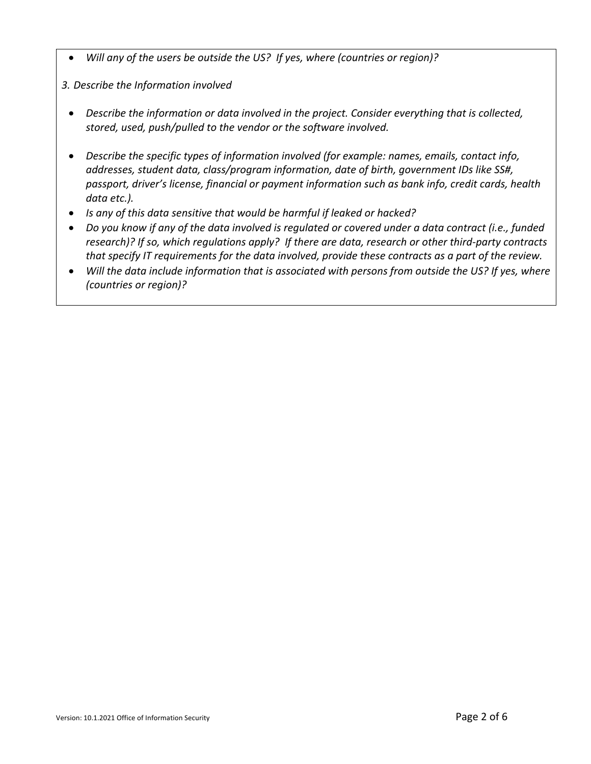- *Will any of the users be outside the US? If yes, where (countries or region)?*

*3. Describe the Information involved*

- *Describe the information or data involved in the project. Consider everything that is collected, stored, used, push/pulled to the vendor or the software involved.*
- *Describe the specific types of information involved (for example: names, emails, contact info, addresses, student data, class/program information, date of birth, government IDs like SS#, passport, driver's license, financial or payment information such as bank info, credit cards, health data etc.).*
- *Is any of this data sensitive that would be harmful if leaked or hacked?*
- *Do you know if any of the data involved is regulated or covered under a data contract (i.e., funded research)? If so, which regulations apply? If there are data, research or other third-party contracts that specify IT requirements for the data involved, provide these contracts as a part of the review.*
- *Will the data include information that is associated with persons from outside the US? If yes, where (countries or region)?*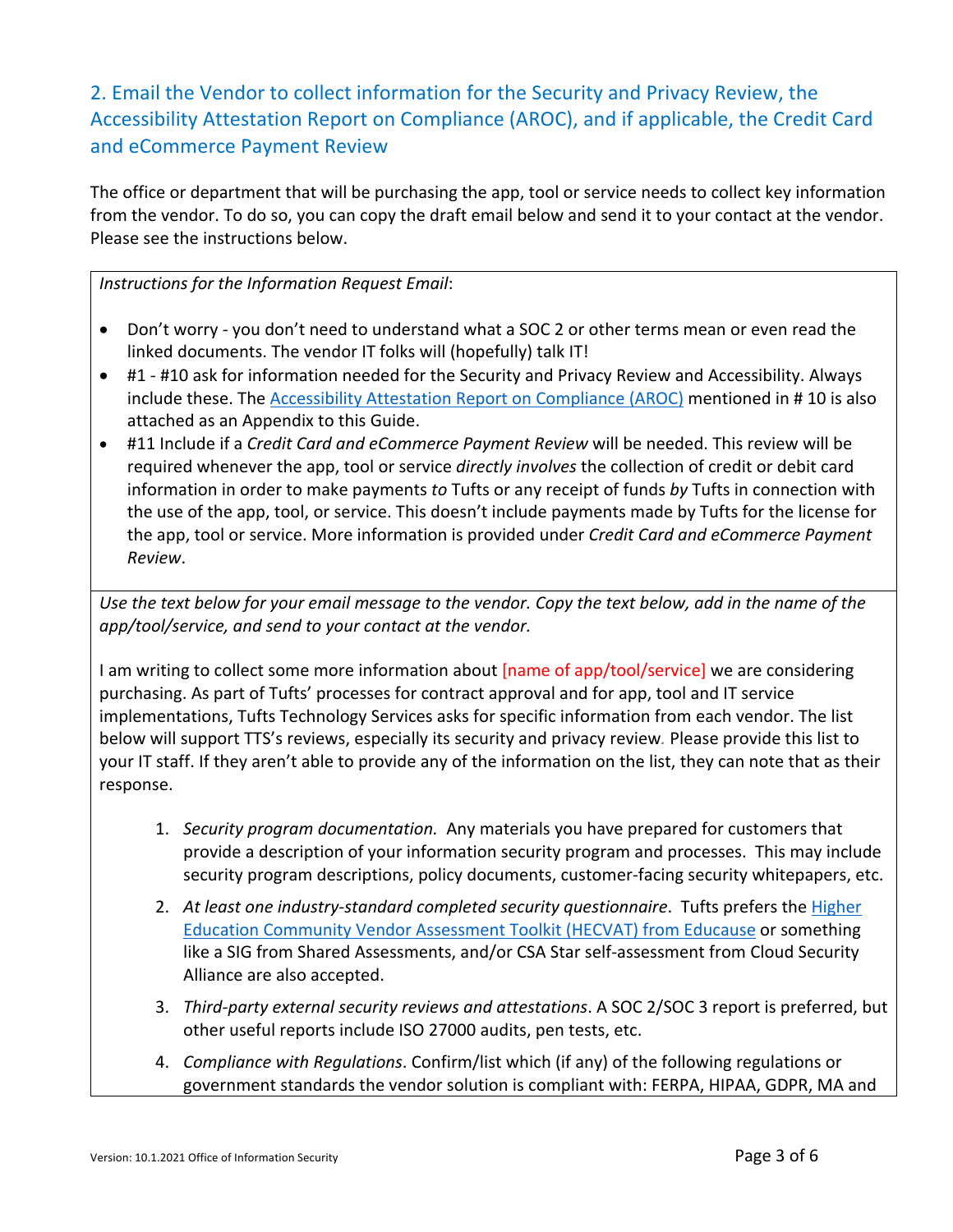## 2. Email the Vendor to collect information for the Security and Privacy Review, the Accessibility Attestation Report on Compliance (AROC), and if applicable, the Credit Card and eCommerce Payment Review

The office or department that will be purchasing the app, tool or service needs to collect key information from the vendor. To do so, you can copy the draft email below and send it to your contact at the vendor. Please see the instructions below.

*Instructions for the Information Request Email*:

- Don't worry - you don't need to understand what a SOC 2 or other terms mean or even read the linked documents. The vendor IT folks will (hopefully) talk IT!
- #1 - #10 ask for information needed for the Security and Privacy Review and Accessibility. Always include these. The Accessibility Attestation Report on Compliance (AROC) mentioned in # 10 is also attached as an Appendix to this Guide.
- #11 Include if a *Credit Card and eCommerce Payment Review* will be needed. This review will be required whenever the app, tool or service *directly involves* the collection of credit or debit card information in order to make payments *to* Tufts or any receipt of funds *by* Tufts in connection with the use of the app, tool, or service. This doesn't include payments made by Tufts for the license for the app, tool or service. More information is provided under *Credit Card and eCommerce Payment Review*.

*Use the text below for your email message to the vendor. Copy the text below, add in the name of the app/tool/service, and send to your contact at the vendor.*

I am writing to collect some more information about [name of app/tool/service] we are considering purchasing. As part of Tufts' processes for contract approval and for app, tool and IT service implementations, Tufts Technology Services asks for specific information from each vendor. The list below will support TTS's reviews, especially its security and privacy review. Please provide this list to your IT staff. If they aren't able to provide any of the information on the list, they can note that as their response.

1. *Security program documentation.* Any materials you have prepared for customers that provide a description of your information security program and processes. This may include security program descriptions, policy documents, customer-facing security whitepapers, etc.
2. *At least one industry-standard completed security questionnaire*. Tufts prefers the Higher Education Community Vendor Assessment Toolkit (HECVAT) from Educause or something like a SIG from Shared Assessments, and/or CSA Star self-assessment from Cloud Security Alliance are also accepted.
3. *Third-party external security reviews and attestations*. A SOC 2/SOC 3 report is preferred, but other useful reports include ISO 27000 audits, pen tests, etc.
4. *Compliance with Regulations*. Confirm/list which (if any) of the following regulations or government standards the vendor solution is compliant with: FERPA, HIPAA, GDPR, MA and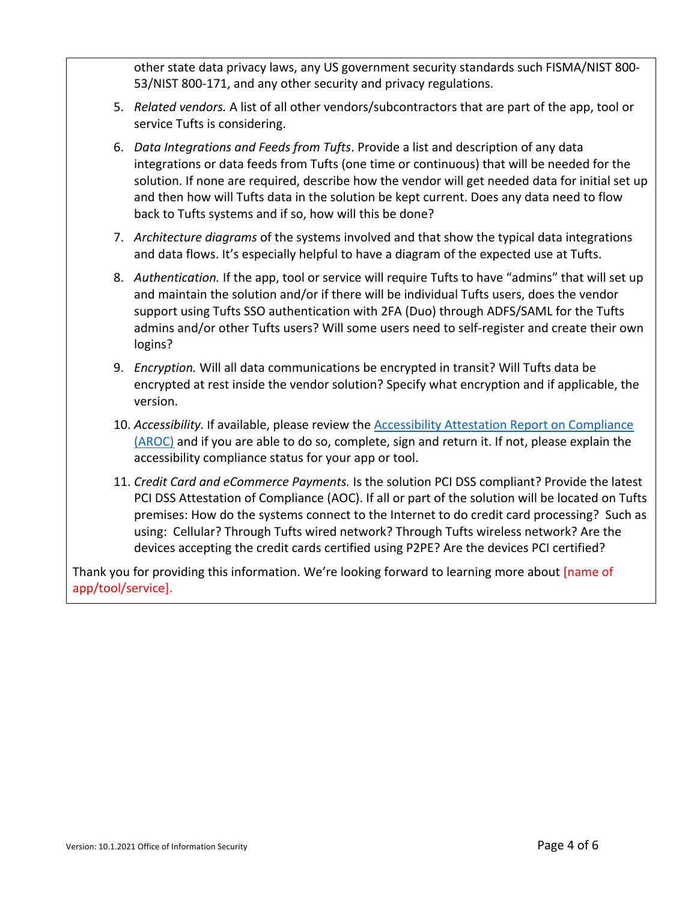other state data privacy laws, any US government security standards such FISMA/NIST 800-53/NIST 800-171, and any other security and privacy regulations.

5. *Related vendors.* A list of all other vendors/subcontractors that are part of the app, tool or service Tufts is considering.
6. *Data Integrations and Feeds from Tufts*. Provide a list and description of any data integrations or data feeds from Tufts (one time or continuous) that will be needed for the solution. If none are required, describe how the vendor will get needed data for initial set up and then how will Tufts data in the solution be kept current. Does any data need to flow back to Tufts systems and if so, how will this be done?
7. *Architecture diagrams* of the systems involved and that show the typical data integrations and data flows. It's especially helpful to have a diagram of the expected use at Tufts.
8. *Authentication.* If the app, tool or service will require Tufts to have "admins" that will set up and maintain the solution and/or if there will be individual Tufts users, does the vendor support using Tufts SSO authentication with 2FA (Duo) through ADFS/SAML for the Tufts admins and/or other Tufts users? Will some users need to self-register and create their own logins?
9. *Encryption.* Will all data communications be encrypted in transit? Will Tufts data be encrypted at rest inside the vendor solution? Specify what encryption and if applicable, the version.
10. *Accessibility.* If available, please review the [Accessibility Attestation Report on Compliance (AROC)] and if you are able to do so, complete, sign and return it. If not, please explain the accessibility compliance status for your app or tool.
11. *Credit Card and eCommerce Payments.* Is the solution PCI DSS compliant? Provide the latest PCI DSS Attestation of Compliance (AOC). If all or part of the solution will be located on Tufts premises: How do the systems connect to the Internet to do credit card processing? Such as using: Cellular? Through Tufts wired network? Through Tufts wireless network? Are the devices accepting the credit cards certified using P2PE? Are the devices PCI certified?

Thank you for providing this information. We're looking forward to learning more about [name of app/tool/service].

Version: 10.1.2021 Office of Information Security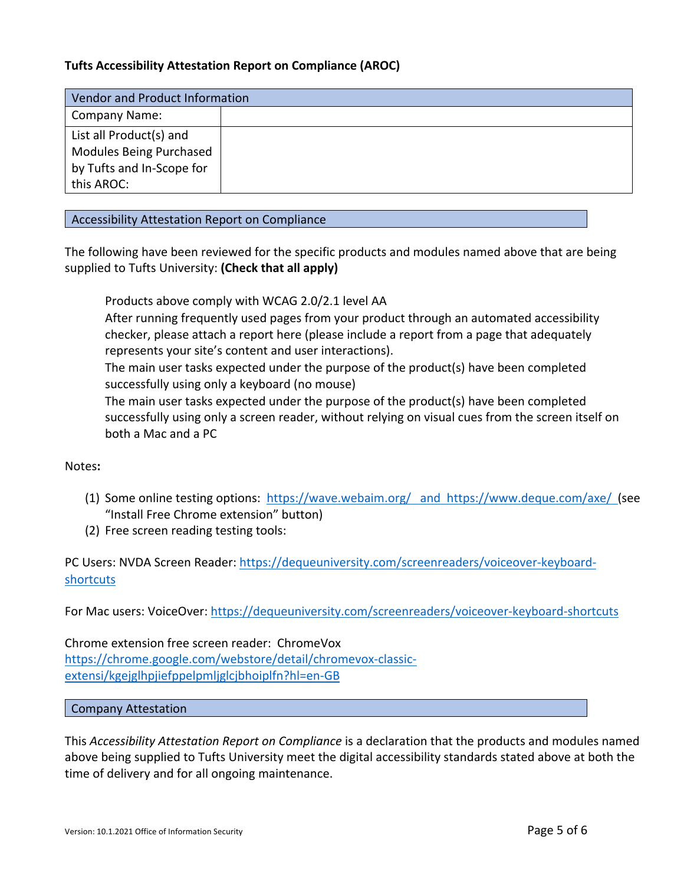**Tufts Accessibility Attestation Report on Compliance (AROC)**

| Vendor and Product Information | |
|---|---|
| Company Name: | |
| List all Product(s) and Modules Being Purchased by Tufts and In-Scope for this AROC: | |

| Accessibility Attestation Report on Compliance |
|---|

The following have been reviewed for the specific products and modules named above that are being supplied to Tufts University: **(Check that all apply)**

- Products above comply with WCAG 2.0/2.1 level AA
- After running frequently used pages from your product through an automated accessibility checker, please attach a report here (please include a report from a page that adequately represents your site's content and user interactions).
- The main user tasks expected under the purpose of the product(s) have been completed successfully using only a keyboard (no mouse)
- The main user tasks expected under the purpose of the product(s) have been completed successfully using only a screen reader, without relying on visual cues from the screen itself on both a Mac and a PC

Notes**:**

(1) Some online testing options: https://wave.webaim.org/ and https://www.deque.com/axe/ (see "Install Free Chrome extension" button)
(2) Free screen reading testing tools:

PC Users: NVDA Screen Reader: https://dequeuniversity.com/screenreaders/voiceover-keyboard-shortcuts

For Mac users: VoiceOver: https://dequeuniversity.com/screenreaders/voiceover-keyboard-shortcuts

Chrome extension free screen reader: ChromeVox
https://chrome.google.com/webstore/detail/chromevox-classic-extensi/kgejglhpjiefppelpmljglcjbhoiplfn?hl=en-GB

| Company Attestation |
|---|

This *Accessibility Attestation Report on Compliance* is a declaration that the products and modules named above being supplied to Tufts University meet the digital accessibility standards stated above at both the time of delivery and for all ongoing maintenance.

Version: 10.1.2021 Office of Information Security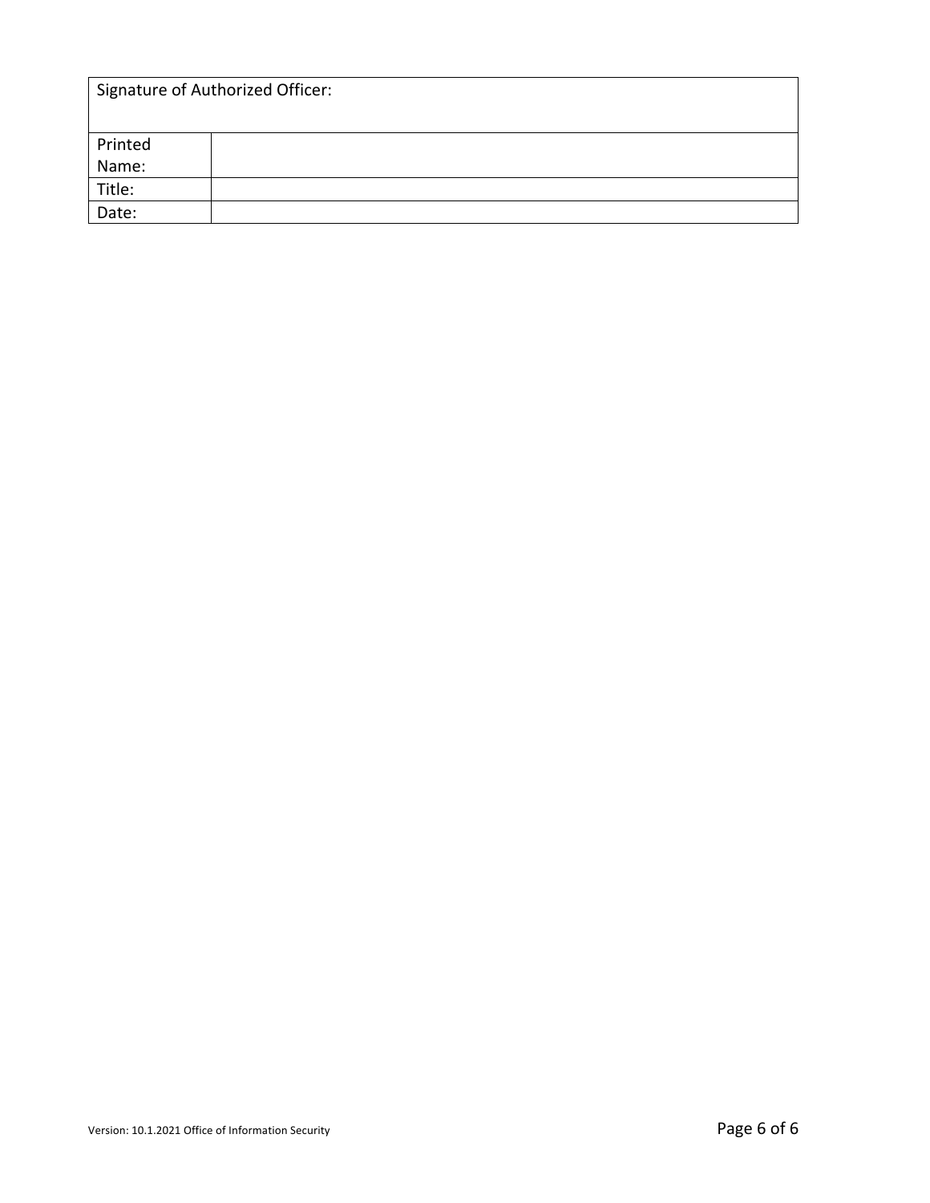| Signature of Authorized Officer: | |
|---|---|
| Printed Name: | |
| Title: | |
| Date: | |